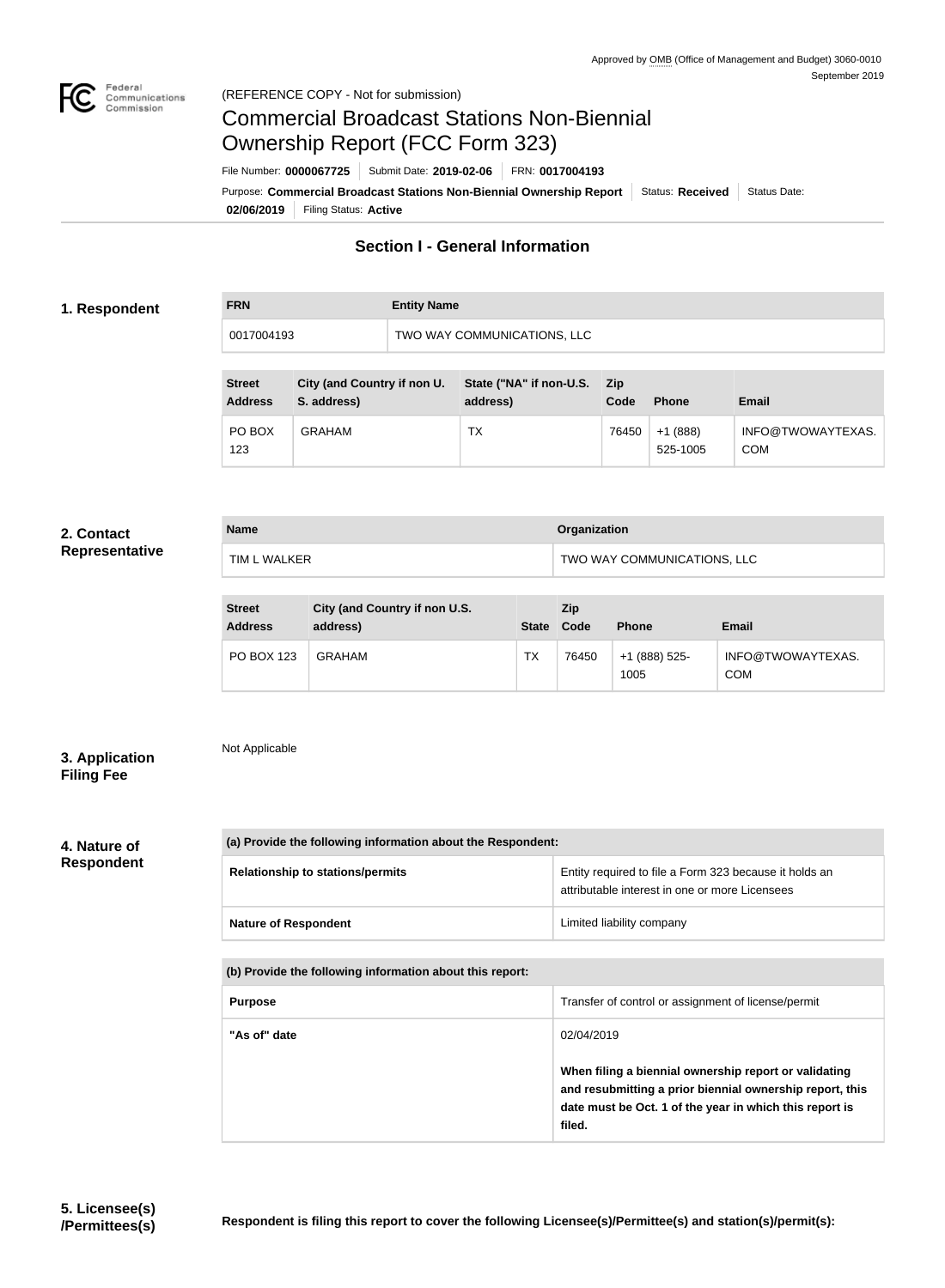Approved by OMB (Office of Management and Budget) 3060-0010
September 2019

(REFERENCE COPY - Not for submission)

# Commercial Broadcast Stations Non-Biennial Ownership Report (FCC Form 323)

File Number: **0000067725** | Submit Date: **2019-02-06** | FRN: **0017004193**

Purpose: **Commercial Broadcast Stations Non-Biennial Ownership Report** | Status: **Received** | Status Date: **02/06/2019** | Filing Status: **Active**

## Section I - General Information

### 1. Respondent

| FRN | Entity Name |
|---|---|
| 0017004193 | TWO WAY COMMUNICATIONS, LLC |

| Street Address | City (and Country if non U. S. address) | State ("NA" if non-U.S. address) | Zip Code | Phone | Email |
|---|---|---|---|---|---|
| PO BOX 123 | GRAHAM | TX | 76450 | +1 (888) 525-1005 | INFO@TWOWAYTEXAS.COM |

### 2. Contact Representative

| Name | Organization |
|---|---|
| TIM L WALKER | TWO WAY COMMUNICATIONS, LLC |

| Street Address | City (and Country if non U.S. address) | State | Zip Code | Phone | Email |
|---|---|---|---|---|---|
| PO BOX 123 | GRAHAM | TX | 76450 | +1 (888) 525-1005 | INFO@TWOWAYTEXAS.COM |

### 3. Application Filing Fee

Not Applicable

### 4. Nature of Respondent

| (a) Provide the following information about the Respondent: | |
|---|---|
| Relationship to stations/permits | Entity required to file a Form 323 because it holds an attributable interest in one or more Licensees |
| Nature of Respondent | Limited liability company |

| (b) Provide the following information about this report: | |
|---|---|
| Purpose | Transfer of control or assignment of license/permit |
| "As of" date | 02/04/2019<br><br>**When filing a biennial ownership report or validating and resubmitting a prior biennial ownership report, this date must be Oct. 1 of the year in which this report is filed.** |

### 5. Licensee(s) /Permittees(s)

**Respondent is filing this report to cover the following Licensee(s)/Permittee(s) and station(s)/permit(s):**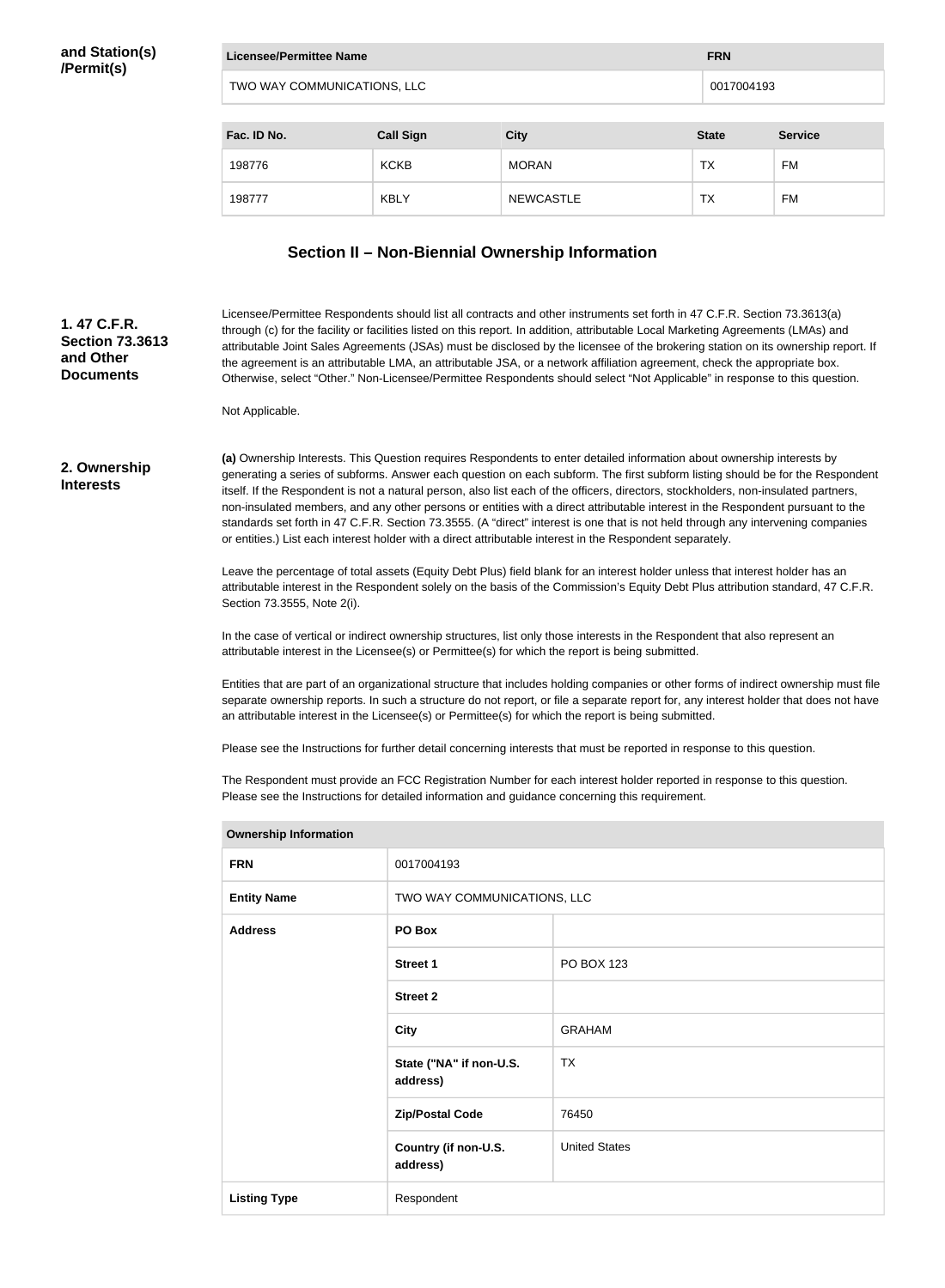**and Station(s) /Permit(s)**

| Licensee/Permittee Name | FRN |
|---|---|
| TWO WAY COMMUNICATIONS, LLC | 0017004193 |

| Fac. ID No. | Call Sign | City | State | Service |
|---|---|---|---|---|
| 198776 | KCKB | MORAN | TX | FM |
| 198777 | KBLY | NEWCASTLE | TX | FM |

## Section II – Non-Biennial Ownership Information

**1. 47 C.F.R. Section 73.3613 and Other Documents**

Licensee/Permittee Respondents should list all contracts and other instruments set forth in 47 C.F.R. Section 73.3613(a) through (c) for the facility or facilities listed on this report. In addition, attributable Local Marketing Agreements (LMAs) and attributable Joint Sales Agreements (JSAs) must be disclosed by the licensee of the brokering station on its ownership report. If the agreement is an attributable LMA, an attributable JSA, or a network affiliation agreement, check the appropriate box. Otherwise, select "Other." Non-Licensee/Permittee Respondents should select "Not Applicable" in response to this question.

Not Applicable.

**2. Ownership Interests**

**(a)** Ownership Interests. This Question requires Respondents to enter detailed information about ownership interests by generating a series of subforms. Answer each question on each subform. The first subform listing should be for the Respondent itself. If the Respondent is not a natural person, also list each of the officers, directors, stockholders, non-insulated partners, non-insulated members, and any other persons or entities with a direct attributable interest in the Respondent pursuant to the standards set forth in 47 C.F.R. Section 73.3555. (A "direct" interest is one that is not held through any intervening companies or entities.) List each interest holder with a direct attributable interest in the Respondent separately.

Leave the percentage of total assets (Equity Debt Plus) field blank for an interest holder unless that interest holder has an attributable interest in the Respondent solely on the basis of the Commission's Equity Debt Plus attribution standard, 47 C.F.R. Section 73.3555, Note 2(i).

In the case of vertical or indirect ownership structures, list only those interests in the Respondent that also represent an attributable interest in the Licensee(s) or Permittee(s) for which the report is being submitted.

Entities that are part of an organizational structure that includes holding companies or other forms of indirect ownership must file separate ownership reports. In such a structure do not report, or file a separate report for, any interest holder that does not have an attributable interest in the Licensee(s) or Permittee(s) for which the report is being submitted.

Please see the Instructions for further detail concerning interests that must be reported in response to this question.

The Respondent must provide an FCC Registration Number for each interest holder reported in response to this question. Please see the Instructions for detailed information and guidance concerning this requirement.

| Ownership Information | | |
|---|---|---|
| **FRN** | 0017004193 | |
| **Entity Name** | TWO WAY COMMUNICATIONS, LLC | |
| **Address** | **PO Box** | |
| | **Street 1** | PO BOX 123 |
| | **Street 2** | |
| | **City** | GRAHAM |
| | **State ("NA" if non-U.S. address)** | TX |
| | **Zip/Postal Code** | 76450 |
| | **Country (if non-U.S. address)** | United States |
| **Listing Type** | Respondent | |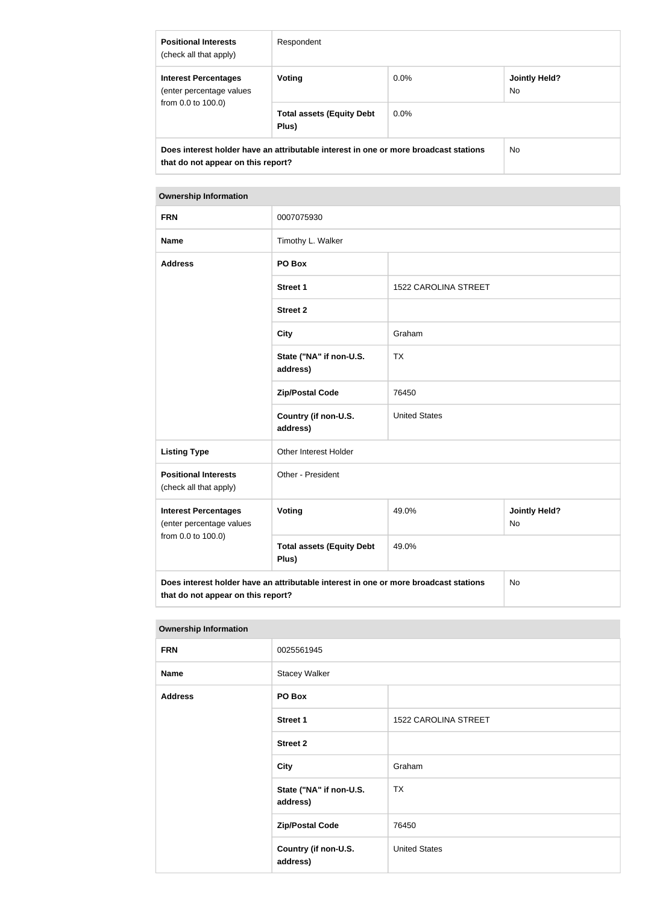| | | | |
|---|---|---|---|
| **Positional Interests** (check all that apply) | Respondent | | |
| **Interest Percentages** (enter percentage values from 0.0 to 100.0) | **Voting** | 0.0% | **Jointly Held?** No |
| | **Total assets (Equity Debt Plus)** | 0.0% | |
| **Does interest holder have an attributable interest in one or more broadcast stations that do not appear on this report?** | | | No |

| **Ownership Information** | | | |
|---|---|---|---|
| **FRN** | 0007075930 | | |
| **Name** | Timothy L. Walker | | |
| **Address** | **PO Box** | | |
| | **Street 1** | 1522 CAROLINA STREET | |
| | **Street 2** | | |
| | **City** | Graham | |
| | **State ("NA" if non-U.S. address)** | TX | |
| | **Zip/Postal Code** | 76450 | |
| | **Country (if non-U.S. address)** | United States | |
| **Listing Type** | Other Interest Holder | | |
| **Positional Interests** (check all that apply) | Other - President | | |
| **Interest Percentages** (enter percentage values from 0.0 to 100.0) | **Voting** | 49.0% | **Jointly Held?** No |
| | **Total assets (Equity Debt Plus)** | 49.0% | |
| **Does interest holder have an attributable interest in one or more broadcast stations that do not appear on this report?** | | | No |

| **Ownership Information** | | |
|---|---|---|
| **FRN** | 0025561945 | |
| **Name** | Stacey Walker | |
| **Address** | **PO Box** | |
| | **Street 1** | 1522 CAROLINA STREET |
| | **Street 2** | |
| | **City** | Graham |
| | **State ("NA" if non-U.S. address)** | TX |
| | **Zip/Postal Code** | 76450 |
| | **Country (if non-U.S. address)** | United States |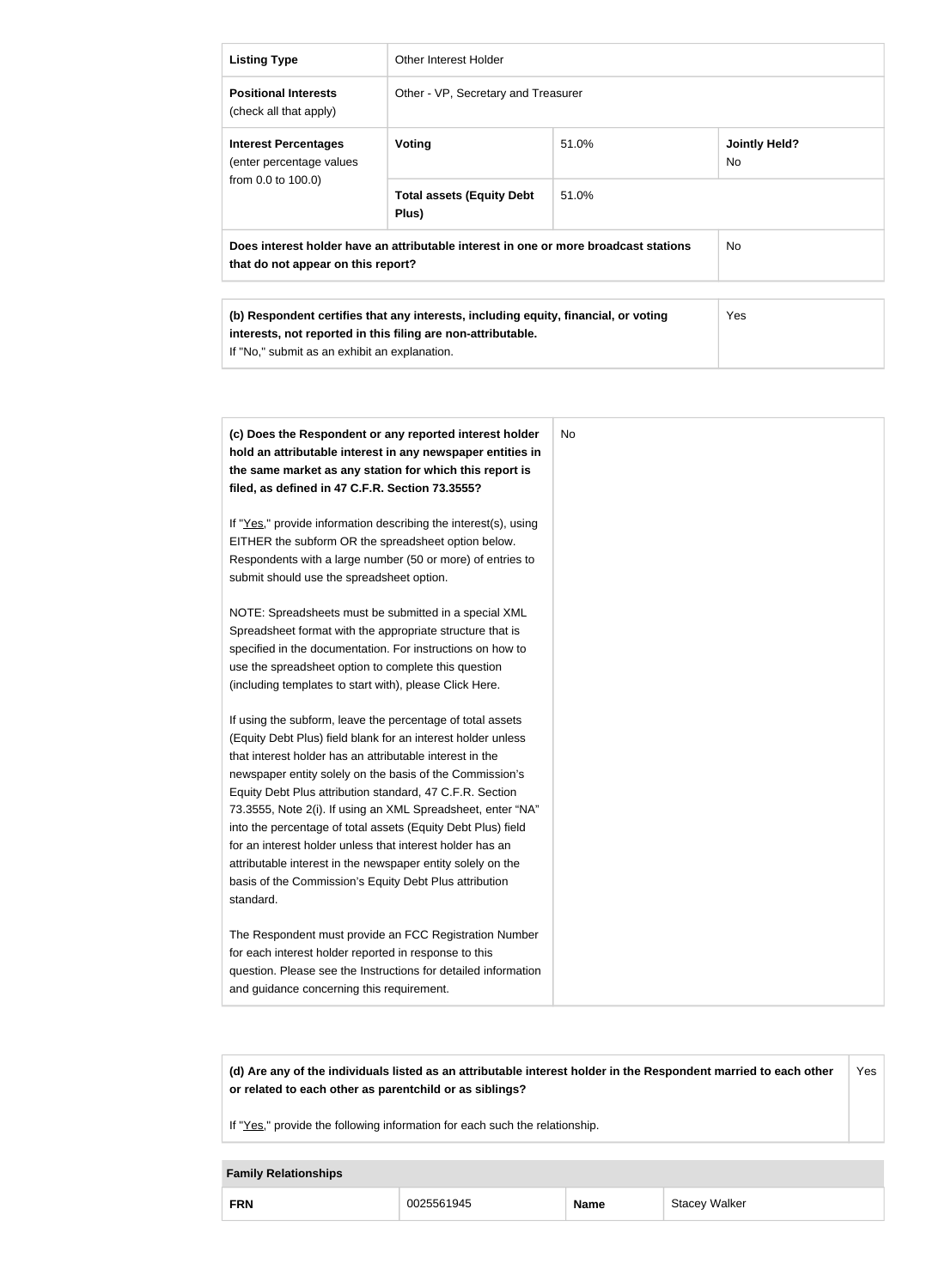| Listing Type | Other Interest Holder | | |
|---|---|---|---|
| **Positional Interests** (check all that apply) | Other - VP, Secretary and Treasurer | | |
| **Interest Percentages** (enter percentage values from 0.0 to 100.0) | **Voting** | 51.0% | **Jointly Held?** No |
| | **Total assets (Equity Debt Plus)** | 51.0% | |
| **Does interest holder have an attributable interest in one or more broadcast stations that do not appear on this report?** | | | No |

| **(b) Respondent certifies that any interests, including equity, financial, or voting interests, not reported in this filing are non-attributable.** If "No," submit as an exhibit an explanation. | Yes |
|---|---|

| **(c) Does the Respondent or any reported interest holder hold an attributable interest in any newspaper entities in the same market as any station for which this report is filed, as defined in 47 C.F.R. Section 73.3555?** | No |
|---|---|

If "Yes," provide information describing the interest(s), using EITHER the subform OR the spreadsheet option below. Respondents with a large number (50 or more) of entries to submit should use the spreadsheet option.

NOTE: Spreadsheets must be submitted in a special XML Spreadsheet format with the appropriate structure that is specified in the documentation. For instructions on how to use the spreadsheet option to complete this question (including templates to start with), please Click Here.

If using the subform, leave the percentage of total assets (Equity Debt Plus) field blank for an interest holder unless that interest holder has an attributable interest in the newspaper entity solely on the basis of the Commission's Equity Debt Plus attribution standard, 47 C.F.R. Section 73.3555, Note 2(i). If using an XML Spreadsheet, enter "NA" into the percentage of total assets (Equity Debt Plus) field for an interest holder unless that interest holder has an attributable interest in the newspaper entity solely on the basis of the Commission's Equity Debt Plus attribution standard.

The Respondent must provide an FCC Registration Number for each interest holder reported in response to this question. Please see the Instructions for detailed information and guidance concerning this requirement.

| **(d) Are any of the individuals listed as an attributable interest holder in the Respondent married to each other or related to each other as parentchild or as siblings?** If "Yes," provide the following information for each such the relationship. | Yes |
|---|---|

**Family Relationships**

| FRN | 0025561945 | Name | Stacey Walker |
|---|---|---|---|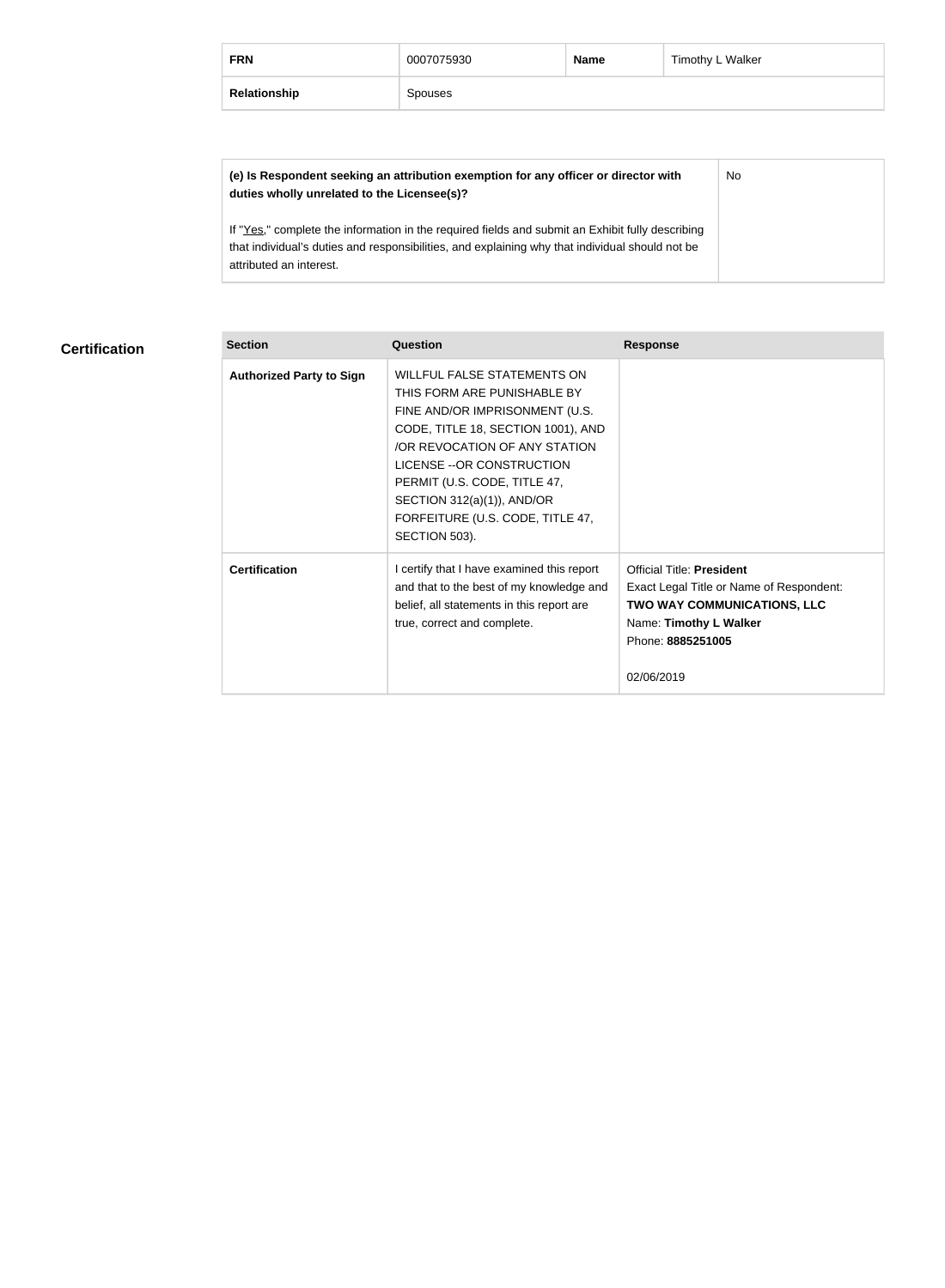| | | | |
|---|---|---|---|
| **FRN** | 0007075930 | **Name** | Timothy L Walker |
| **Relationship** | Spouses | | |

| | |
|---|---|
| **(e) Is Respondent seeking an attribution exemption for any officer or director with duties wholly unrelated to the Licensee(s)?**<br><br>If "Yes," complete the information in the required fields and submit an Exhibit fully describing that individual's duties and responsibilities, and explaining why that individual should not be attributed an interest. | No |

## Certification

| Section | Question | Response |
|---|---|---|
| **Authorized Party to Sign** | WILLFUL FALSE STATEMENTS ON THIS FORM ARE PUNISHABLE BY FINE AND/OR IMPRISONMENT (U.S. CODE, TITLE 18, SECTION 1001), AND /OR REVOCATION OF ANY STATION LICENSE --OR CONSTRUCTION PERMIT (U.S. CODE, TITLE 47, SECTION 312(a)(1)), AND/OR FORFEITURE (U.S. CODE, TITLE 47, SECTION 503). | |
| **Certification** | I certify that I have examined this report and that to the best of my knowledge and belief, all statements in this report are true, correct and complete. | Official Title: **President**<br>Exact Legal Title or Name of Respondent: **TWO WAY COMMUNICATIONS, LLC**<br>Name: **Timothy L Walker**<br>Phone: **8885251005**<br><br>02/06/2019 |